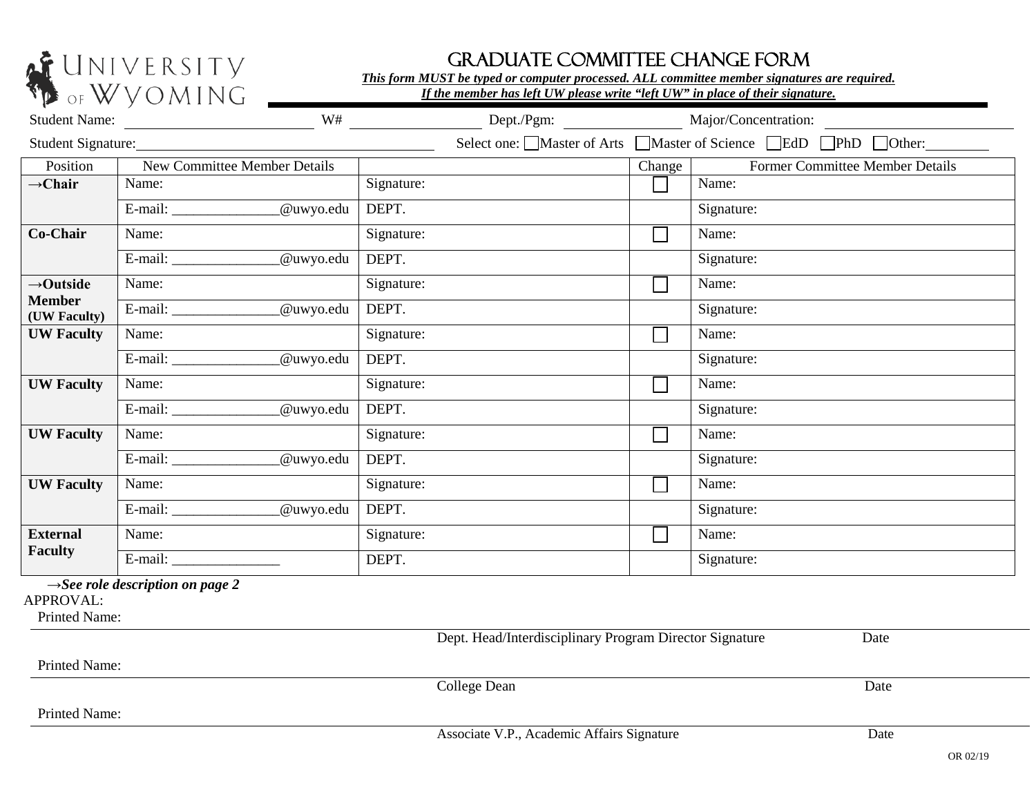UNIVERSITY OF WYOMING

# GRADUATE COMMITTEE CHANGE FORM

***This form MUST be typed or computer processed. ALL committee member signatures are required.***
***If the member has left UW please write "left UW" in place of their signature.***

Student Name: ______________________ W# ________________ Dept./Pgm: ______________ Major/Concentration: ____________________

Student Signature: ________________________________ Select one: ☐ Master of Arts ☐ Master of Science ☐ EdD ☐ PhD ☐ Other: ________

| Position | New Committee Member Details | | Change | Former Committee Member Details |
|---|---|---|---|---|
| **→Chair** | Name: | Signature: | ☐ | Name: |
| | E-mail: _______________@uwyo.edu | DEPT. | | Signature: |
| **Co-Chair** | Name: | Signature: | ☐ | Name: |
| | E-mail: _______________@uwyo.edu | DEPT. | | Signature: |
| **→Outside Member (UW Faculty)** | Name: | Signature: | ☐ | Name: |
| | E-mail: _______________@uwyo.edu | DEPT. | | Signature: |
| **UW Faculty** | Name: | Signature: | ☐ | Name: |
| | E-mail: _______________@uwyo.edu | DEPT. | | Signature: |
| **UW Faculty** | Name: | Signature: | ☐ | Name: |
| | E-mail: _______________@uwyo.edu | DEPT. | | Signature: |
| **UW Faculty** | Name: | Signature: | ☐ | Name: |
| | E-mail: _______________@uwyo.edu | DEPT. | | Signature: |
| **UW Faculty** | Name: | Signature: | ☐ | Name: |
| | E-mail: _______________@uwyo.edu | DEPT. | | Signature: |
| **External Faculty** | Name: | Signature: | ☐ | Name: |
| | E-mail: _______________ | DEPT. | | Signature: |

***→See role description on page 2***

APPROVAL:

Printed Name:

______________________________________________________________________

Dept. Head/Interdisciplinary Program Director Signature Date

Printed Name:

______________________________________________________________________

College Dean Date

Printed Name:

______________________________________________________________________

Associate V.P., Academic Affairs Signature Date

OR 02/19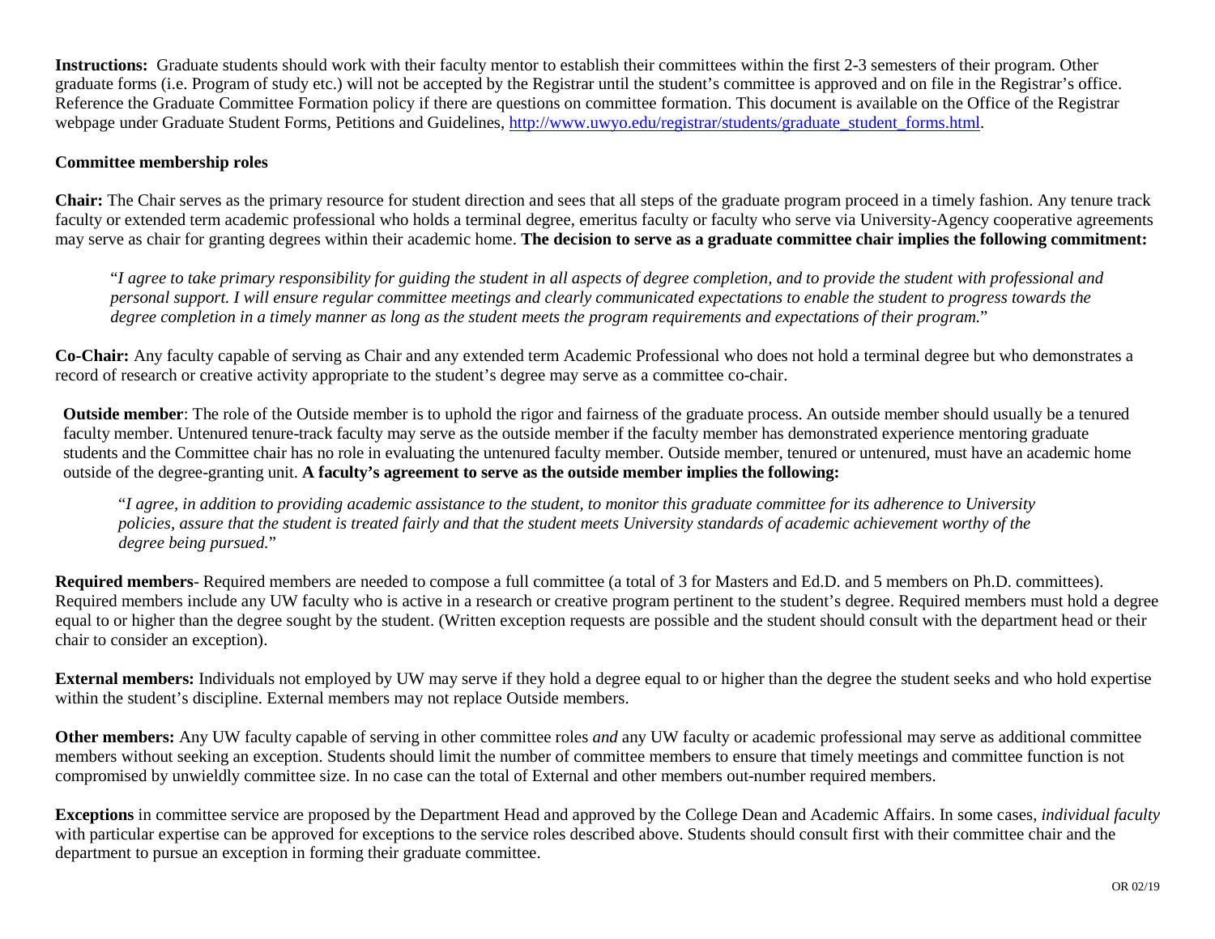**Instructions:** Graduate students should work with their faculty mentor to establish their committees within the first 2-3 semesters of their program. Other graduate forms (i.e. Program of study etc.) will not be accepted by the Registrar until the student's committee is approved and on file in the Registrar's office. Reference the Graduate Committee Formation policy if there are questions on committee formation. This document is available on the Office of the Registrar webpage under Graduate Student Forms, Petitions and Guidelines, http://www.uwyo.edu/registrar/students/graduate_student_forms.html.

**Committee membership roles**

**Chair:** The Chair serves as the primary resource for student direction and sees that all steps of the graduate program proceed in a timely fashion. Any tenure track faculty or extended term academic professional who holds a terminal degree, emeritus faculty or faculty who serve via University-Agency cooperative agreements may serve as chair for granting degrees within their academic home. **The decision to serve as a graduate committee chair implies the following commitment:**

> "*I agree to take primary responsibility for guiding the student in all aspects of degree completion, and to provide the student with professional and personal support. I will ensure regular committee meetings and clearly communicated expectations to enable the student to progress towards the degree completion in a timely manner as long as the student meets the program requirements and expectations of their program.*"

**Co-Chair:** Any faculty capable of serving as Chair and any extended term Academic Professional who does not hold a terminal degree but who demonstrates a record of research or creative activity appropriate to the student's degree may serve as a committee co-chair.

**Outside member**: The role of the Outside member is to uphold the rigor and fairness of the graduate process. An outside member should usually be a tenured faculty member. Untenured tenure-track faculty may serve as the outside member if the faculty member has demonstrated experience mentoring graduate students and the Committee chair has no role in evaluating the untenured faculty member. Outside member, tenured or untenured, must have an academic home outside of the degree-granting unit. **A faculty's agreement to serve as the outside member implies the following:**

> "*I agree, in addition to providing academic assistance to the student, to monitor this graduate committee for its adherence to University policies, assure that the student is treated fairly and that the student meets University standards of academic achievement worthy of the degree being pursued.*"

**Required members**- Required members are needed to compose a full committee (a total of 3 for Masters and Ed.D. and 5 members on Ph.D. committees). Required members include any UW faculty who is active in a research or creative program pertinent to the student's degree. Required members must hold a degree equal to or higher than the degree sought by the student. (Written exception requests are possible and the student should consult with the department head or their chair to consider an exception).

**External members:** Individuals not employed by UW may serve if they hold a degree equal to or higher than the degree the student seeks and who hold expertise within the student's discipline. External members may not replace Outside members.

**Other members:** Any UW faculty capable of serving in other committee roles *and* any UW faculty or academic professional may serve as additional committee members without seeking an exception. Students should limit the number of committee members to ensure that timely meetings and committee function is not compromised by unwieldly committee size. In no case can the total of External and other members out-number required members.

**Exceptions** in committee service are proposed by the Department Head and approved by the College Dean and Academic Affairs. In some cases, *individual faculty* with particular expertise can be approved for exceptions to the service roles described above. Students should consult first with their committee chair and the department to pursue an exception in forming their graduate committee.

OR 02/19